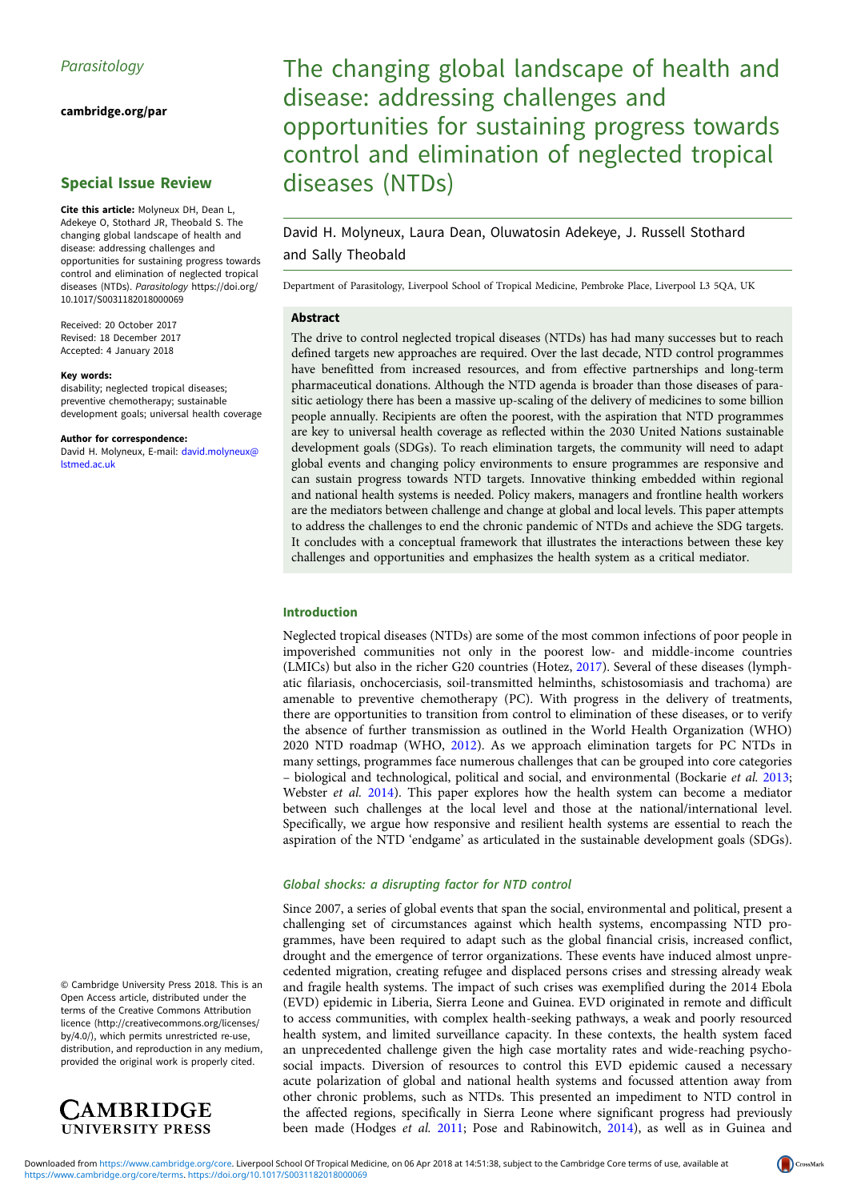Parasitology

cambridge.org/par

## Special Issue Review

**Cite this article:** Molyneux DH, Dean L, Adekeye O, Stothard JR, Theobald S. The changing global landscape of health and disease: addressing challenges and opportunities for sustaining progress towards control and elimination of neglected tropical diseases (NTDs). *Parasitology* https://doi.org/10.1017/S0031182018000069

Received: 20 October 2017
Revised: 18 December 2017
Accepted: 4 January 2018

**Key words:**
disability; neglected tropical diseases; preventive chemotherapy; sustainable development goals; universal health coverage

**Author for correspondence:**
David H. Molyneux, E-mail: david.molyneux@lstmed.ac.uk

© Cambridge University Press 2018. This is an Open Access article, distributed under the terms of the Creative Commons Attribution licence (http://creativecommons.org/licenses/by/4.0/), which permits unrestricted re-use, distribution, and reproduction in any medium, provided the original work is properly cited.

# The changing global landscape of health and disease: addressing challenges and opportunities for sustaining progress towards control and elimination of neglected tropical diseases (NTDs)

David H. Molyneux, Laura Dean, Oluwatosin Adekeye, J. Russell Stothard and Sally Theobald

Department of Parasitology, Liverpool School of Tropical Medicine, Pembroke Place, Liverpool L3 5QA, UK

## Abstract

The drive to control neglected tropical diseases (NTDs) has had many successes but to reach defined targets new approaches are required. Over the last decade, NTD control programmes have benefitted from increased resources, and from effective partnerships and long-term pharmaceutical donations. Although the NTD agenda is broader than those diseases of parasitic aetiology there has been a massive up-scaling of the delivery of medicines to some billion people annually. Recipients are often the poorest, with the aspiration that NTD programmes are key to universal health coverage as reflected within the 2030 United Nations sustainable development goals (SDGs). To reach elimination targets, the community will need to adapt global events and changing policy environments to ensure programmes are responsive and can sustain progress towards NTD targets. Innovative thinking embedded within regional and national health systems is needed. Policy makers, managers and frontline health workers are the mediators between challenge and change at global and local levels. This paper attempts to address the challenges to end the chronic pandemic of NTDs and achieve the SDG targets. It concludes with a conceptual framework that illustrates the interactions between these key challenges and opportunities and emphasizes the health system as a critical mediator.

## Introduction

Neglected tropical diseases (NTDs) are some of the most common infections of poor people in impoverished communities not only in the poorest low- and middle-income countries (LMICs) but also in the richer G20 countries (Hotez, 2017). Several of these diseases (lymphatic filariasis, onchocerciasis, soil-transmitted helminths, schistosomiasis and trachoma) are amenable to preventive chemotherapy (PC). With progress in the delivery of treatments, there are opportunities to transition from control to elimination of these diseases, or to verify the absence of further transmission as outlined in the World Health Organization (WHO) 2020 NTD roadmap (WHO, 2012). As we approach elimination targets for PC NTDs in many settings, programmes face numerous challenges that can be grouped into core categories – biological and technological, political and social, and environmental (Bockarie *et al.* 2013; Webster *et al.* 2014). This paper explores how the health system can become a mediator between such challenges at the local level and those at the national/international level. Specifically, we argue how responsive and resilient health systems are essential to reach the aspiration of the NTD 'endgame' as articulated in the sustainable development goals (SDGs).

### *Global shocks: a disrupting factor for NTD control*

Since 2007, a series of global events that span the social, environmental and political, present a challenging set of circumstances against which health systems, encompassing NTD programmes, have been required to adapt such as the global financial crisis, increased conflict, drought and the emergence of terror organizations. These events have induced almost unprecedented migration, creating refugee and displaced persons crises and stressing already weak and fragile health systems. The impact of such crises was exemplified during the 2014 Ebola (EVD) epidemic in Liberia, Sierra Leone and Guinea. EVD originated in remote and difficult to access communities, with complex health-seeking pathways, a weak and poorly resourced health system, and limited surveillance capacity. In these contexts, the health system faced an unprecedented challenge given the high case mortality rates and wide-reaching psychosocial impacts. Diversion of resources to control this EVD epidemic caused a necessary acute polarization of global and national health systems and focussed attention away from other chronic problems, such as NTDs. This presented an impediment to NTD control in the affected regions, specifically in Sierra Leone where significant progress had previously been made (Hodges *et al.* 2011; Pose and Rabinowitch, 2014), as well as in Guinea and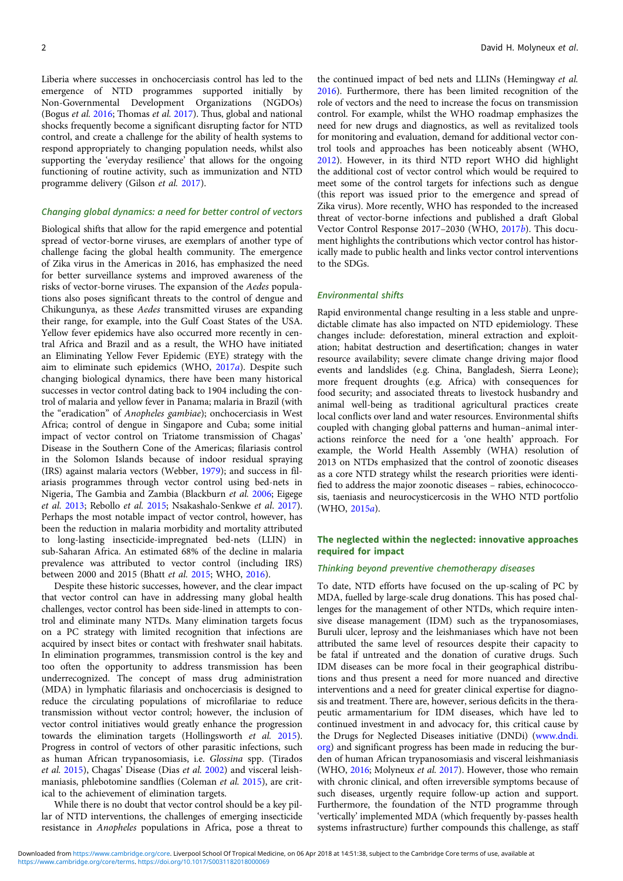Liberia where successes in onchocerciasis control has led to the emergence of NTD programmes supported initially by Non-Governmental Development Organizations (NGDOs) (Bogus *et al.* 2016; Thomas *et al.* 2017). Thus, global and national shocks frequently become a significant disrupting factor for NTD control, and create a challenge for the ability of health systems to respond appropriately to changing population needs, whilst also supporting the 'everyday resilience' that allows for the ongoing functioning of routine activity, such as immunization and NTD programme delivery (Gilson *et al.* 2017).

### Changing global dynamics: a need for better control of vectors

Biological shifts that allow for the rapid emergence and potential spread of vector-borne viruses, are exemplars of another type of challenge facing the global health community. The emergence of Zika virus in the Americas in 2016, has emphasized the need for better surveillance systems and improved awareness of the risks of vector-borne viruses. The expansion of the *Aedes* populations also poses significant threats to the control of dengue and Chikungunya, as these *Aedes* transmitted viruses are expanding their range, for example, into the Gulf Coast States of the USA. Yellow fever epidemics have also occurred more recently in central Africa and Brazil and as a result, the WHO have initiated an Eliminating Yellow Fever Epidemic (EYE) strategy with the aim to eliminate such epidemics (WHO, 2017*a*). Despite such changing biological dynamics, there have been many historical successes in vector control dating back to 1904 including the control of malaria and yellow fever in Panama; malaria in Brazil (with the "eradication" of *Anopheles gambiae*); onchocerciasis in West Africa; control of dengue in Singapore and Cuba; some initial impact of vector control on Triatome transmission of Chagas' Disease in the Southern Cone of the Americas; filariasis control in the Solomon Islands because of indoor residual spraying (IRS) against malaria vectors (Webber, 1979); and success in filariasis programmes through vector control using bed-nets in Nigeria, The Gambia and Zambia (Blackburn *et al.* 2006; Eigege *et al.* 2013; Rebollo *et al.* 2015; Nsakashalo-Senkwe *et al.* 2017). Perhaps the most notable impact of vector control, however, has been the reduction in malaria morbidity and mortality attributed to long-lasting insecticide-impregnated bed-nets (LLIN) in sub-Saharan Africa. An estimated 68% of the decline in malaria prevalence was attributed to vector control (including IRS) between 2000 and 2015 (Bhatt *et al.* 2015; WHO, 2016).

Despite these historic successes, however, and the clear impact that vector control can have in addressing many global health challenges, vector control has been side-lined in attempts to control and eliminate many NTDs. Many elimination targets focus on a PC strategy with limited recognition that infections are acquired by insect bites or contact with freshwater snail habitats. In elimination programmes, transmission control is the key and too often the opportunity to address transmission has been underrecognized. The concept of mass drug administration (MDA) in lymphatic filariasis and onchocerciasis is designed to reduce the circulating populations of microfilariae to reduce transmission without vector control; however, the inclusion of vector control initiatives would greatly enhance the progression towards the elimination targets (Hollingsworth *et al.* 2015). Progress in control of vectors of other parasitic infections, such as human African trypanosomiasis, i.e. *Glossina* spp. (Tirados *et al.* 2015), Chagas' Disease (Dias *et al.* 2002) and visceral leishmaniasis, phlebotomine sandflies (Coleman *et al.* 2015), are critical to the achievement of elimination targets.

While there is no doubt that vector control should be a key pillar of NTD interventions, the challenges of emerging insecticide resistance in *Anopheles* populations in Africa, pose a threat to the continued impact of bed nets and LLINs (Hemingway *et al.* 2016). Furthermore, there has been limited recognition of the role of vectors and the need to increase the focus on transmission control. For example, whilst the WHO roadmap emphasizes the need for new drugs and diagnostics, as well as revitalized tools for monitoring and evaluation, demand for additional vector control tools and approaches has been noticeably absent (WHO, 2012). However, in its third NTD report WHO did highlight the additional cost of vector control which would be required to meet some of the control targets for infections such as dengue (this report was issued prior to the emergence and spread of Zika virus). More recently, WHO has responded to the increased threat of vector-borne infections and published a draft Global Vector Control Response 2017–2030 (WHO, 2017*b*). This document highlights the contributions which vector control has historically made to public health and links vector control interventions to the SDGs.

### Environmental shifts

Rapid environmental change resulting in a less stable and unpredictable climate has also impacted on NTD epidemiology. These changes include: deforestation, mineral extraction and exploitation; habitat destruction and desertification; changes in water resource availability; severe climate change driving major flood events and landslides (e.g. China, Bangladesh, Sierra Leone); more frequent droughts (e.g. Africa) with consequences for food security; and associated threats to livestock husbandry and animal well-being as traditional agricultural practices create local conflicts over land and water resources. Environmental shifts coupled with changing global patterns and human–animal interactions reinforce the need for a 'one health' approach. For example, the World Health Assembly (WHA) resolution of 2013 on NTDs emphasized that the control of zoonotic diseases as a core NTD strategy whilst the research priorities were identified to address the major zoonotic diseases – rabies, echinococcosis, taeniasis and neurocysticercosis in the WHO NTD portfolio (WHO, 2015*a*).

## The neglected within the neglected: innovative approaches required for impact

### Thinking beyond preventive chemotherapy diseases

To date, NTD efforts have focused on the up-scaling of PC by MDA, fuelled by large-scale drug donations. This has posed challenges for the management of other NTDs, which require intensive disease management (IDM) such as the trypanosomiases, Buruli ulcer, leprosy and the leishmaniases which have not been attributed the same level of resources despite their capacity to be fatal if untreated and the donation of curative drugs. Such IDM diseases can be more focal in their geographical distributions and thus present a need for more nuanced and directive interventions and a need for greater clinical expertise for diagnosis and treatment. There are, however, serious deficits in the therapeutic armamentarium for IDM diseases, which have led to continued investment in and advocacy for, this critical cause by the Drugs for Neglected Diseases initiative (DNDi) (www.dndi.org) and significant progress has been made in reducing the burden of human African trypanosomiasis and visceral leishmaniasis (WHO, 2016; Molyneux *et al.* 2017). However, those who remain with chronic clinical, and often irreversible symptoms because of such diseases, urgently require follow-up action and support. Furthermore, the foundation of the NTD programme through 'vertically' implemented MDA (which frequently by-passes health systems infrastructure) further compounds this challenge, as staff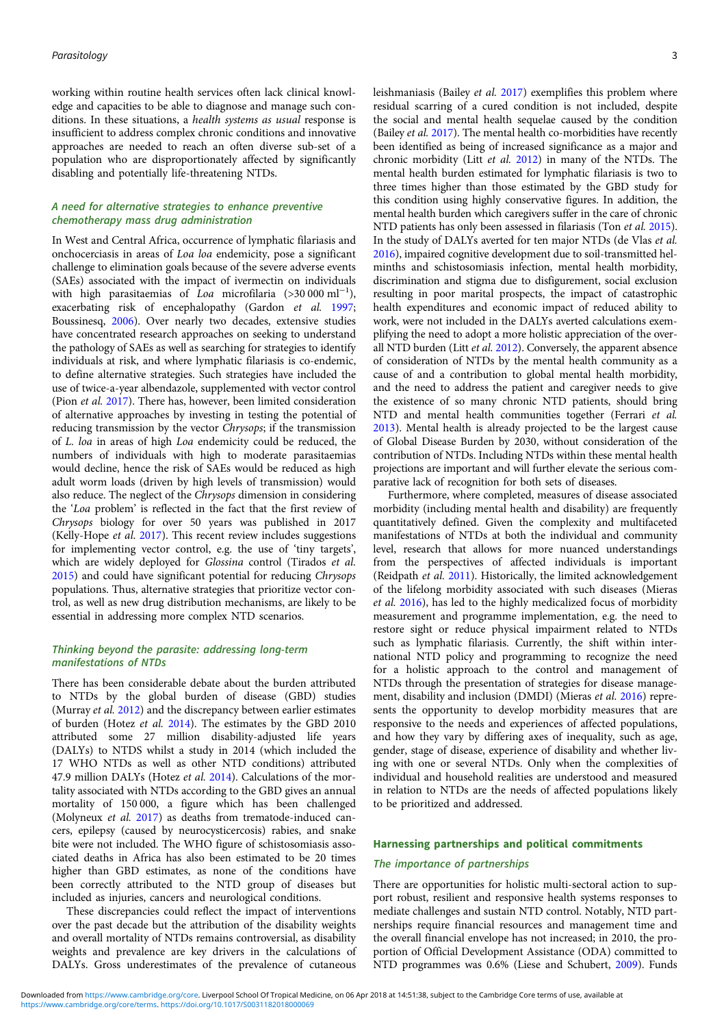working within routine health services often lack clinical knowledge and capacities to be able to diagnose and manage such conditions. In these situations, a *health systems as usual* response is insufficient to address complex chronic conditions and innovative approaches are needed to reach an often diverse sub-set of a population who are disproportionately affected by significantly disabling and potentially life-threatening NTDs.

### *A need for alternative strategies to enhance preventive chemotherapy mass drug administration*

In West and Central Africa, occurrence of lymphatic filariasis and onchocerciasis in areas of *Loa loa* endemicity, pose a significant challenge to elimination goals because of the severe adverse events (SAEs) associated with the impact of ivermectin on individuals with high parasitaemias of *Loa* microfilaria (>30 000 ml$^{-1}$), exacerbating risk of encephalopathy (Gardon *et al.* 1997; Boussinesq, 2006). Over nearly two decades, extensive studies have concentrated research approaches on seeking to understand the pathology of SAEs as well as searching for strategies to identify individuals at risk, and where lymphatic filariasis is co-endemic, to define alternative strategies. Such strategies have included the use of twice-a-year albendazole, supplemented with vector control (Pion *et al.* 2017). There has, however, been limited consideration of alternative approaches by investing in testing the potential of reducing transmission by the vector *Chrysops*; if the transmission of *L. loa* in areas of high *Loa* endemicity could be reduced, the numbers of individuals with high to moderate parasitaemias would decline, hence the risk of SAEs would be reduced as high adult worm loads (driven by high levels of transmission) would also reduce. The neglect of the *Chrysops* dimension in considering the '*Loa* problem' is reflected in the fact that the first review of *Chrysops* biology for over 50 years was published in 2017 (Kelly-Hope *et al.* 2017). This recent review includes suggestions for implementing vector control, e.g. the use of 'tiny targets', which are widely deployed for *Glossina* control (Tirados *et al.* 2015) and could have significant potential for reducing *Chrysops* populations. Thus, alternative strategies that prioritize vector control, as well as new drug distribution mechanisms, are likely to be essential in addressing more complex NTD scenarios.

### *Thinking beyond the parasite: addressing long-term manifestations of NTDs*

There has been considerable debate about the burden attributed to NTDs by the global burden of disease (GBD) studies (Murray *et al.* 2012) and the discrepancy between earlier estimates of burden (Hotez *et al.* 2014). The estimates by the GBD 2010 attributed some 27 million disability-adjusted life years (DALYs) to NTDS whilst a study in 2014 (which included the 17 WHO NTDs as well as other NTD conditions) attributed 47.9 million DALYs (Hotez *et al.* 2014). Calculations of the mortality associated with NTDs according to the GBD gives an annual mortality of 150 000, a figure which has been challenged (Molyneux *et al.* 2017) as deaths from trematode-induced cancers, epilepsy (caused by neurocysticercosis) rabies, and snake bite were not included. The WHO figure of schistosomiasis associated deaths in Africa has also been estimated to be 20 times higher than GBD estimates, as none of the conditions have been correctly attributed to the NTD group of diseases but included as injuries, cancers and neurological conditions.

These discrepancies could reflect the impact of interventions over the past decade but the attribution of the disability weights and overall mortality of NTDs remains controversial, as disability weights and prevalence are key drivers in the calculations of DALYs. Gross underestimates of the prevalence of cutaneous leishmaniasis (Bailey *et al.* 2017) exemplifies this problem where residual scarring of a cured condition is not included, despite the social and mental health sequelae caused by the condition (Bailey *et al.* 2017). The mental health co-morbidities have recently been identified as being of increased significance as a major and chronic morbidity (Litt *et al.* 2012) in many of the NTDs. The mental health burden estimated for lymphatic filariasis is two to three times higher than those estimated by the GBD study for this condition using highly conservative figures. In addition, the mental health burden which caregivers suffer in the care of chronic NTD patients has only been assessed in filariasis (Ton *et al.* 2015). In the study of DALYs averted for ten major NTDs (de Vlas *et al.* 2016), impaired cognitive development due to soil-transmitted helminths and schistosomiasis infection, mental health morbidity, discrimination and stigma due to disfigurement, social exclusion resulting in poor marital prospects, the impact of catastrophic health expenditures and economic impact of reduced ability to work, were not included in the DALYs averted calculations exemplifying the need to adopt a more holistic appreciation of the overall NTD burden (Litt *et al.* 2012). Conversely, the apparent absence of consideration of NTDs by the mental health community as a cause of and a contribution to global mental health morbidity, and the need to address the patient and caregiver needs to give the existence of so many chronic NTD patients, should bring NTD and mental health communities together (Ferrari *et al.* 2013). Mental health is already projected to be the largest cause of Global Disease Burden by 2030, without consideration of the contribution of NTDs. Including NTDs within these mental health projections are important and will further elevate the serious comparative lack of recognition for both sets of diseases.

Furthermore, where completed, measures of disease associated morbidity (including mental health and disability) are frequently quantitatively defined. Given the complexity and multifaceted manifestations of NTDs at both the individual and community level, research that allows for more nuanced understandings from the perspectives of affected individuals is important (Reidpath *et al.* 2011). Historically, the limited acknowledgement of the lifelong morbidity associated with such diseases (Mieras *et al.* 2016), has led to the highly medicalized focus of morbidity measurement and programme implementation, e.g. the need to restore sight or reduce physical impairment related to NTDs such as lymphatic filariasis. Currently, the shift within international NTD policy and programming to recognize the need for a holistic approach to the control and management of NTDs through the presentation of strategies for disease management, disability and inclusion (DMDI) (Mieras *et al.* 2016) represents the opportunity to develop morbidity measures that are responsive to the needs and experiences of affected populations, and how they vary by differing axes of inequality, such as age, gender, stage of disease, experience of disability and whether living with one or several NTDs. Only when the complexities of individual and household realities are understood and measured in relation to NTDs are the needs of affected populations likely to be prioritized and addressed.

## Harnessing partnerships and political commitments

### *The importance of partnerships*

There are opportunities for holistic multi-sectoral action to support robust, resilient and responsive health systems responses to mediate challenges and sustain NTD control. Notably, NTD partnerships require financial resources and management time and the overall financial envelope has not increased; in 2010, the proportion of Official Development Assistance (ODA) committed to NTD programmes was 0.6% (Liese and Schubert, 2009). Funds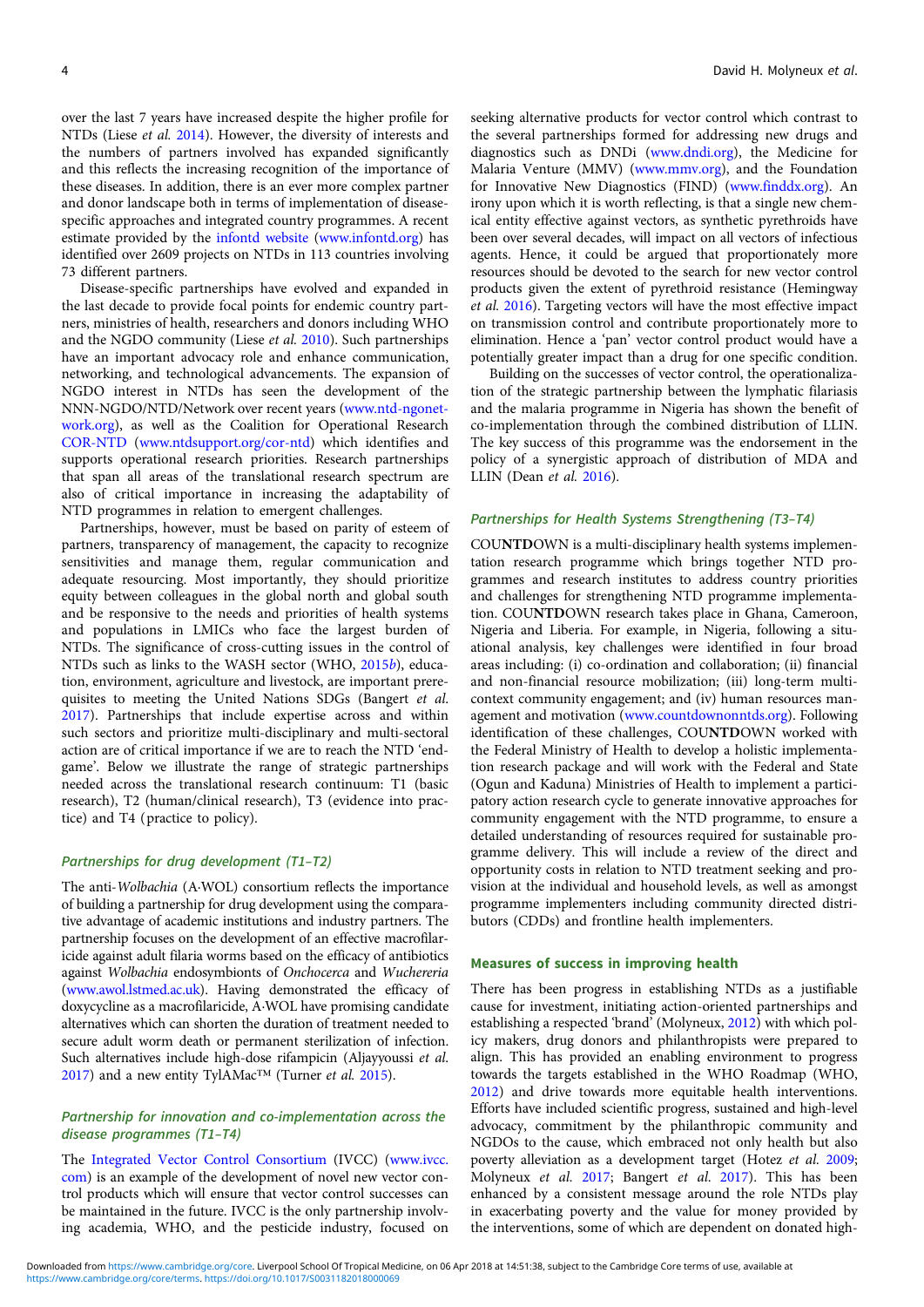over the last 7 years have increased despite the higher profile for NTDs (Liese *et al.* 2014). However, the diversity of interests and the numbers of partners involved has expanded significantly and this reflects the increasing recognition of the importance of these diseases. In addition, there is an ever more complex partner and donor landscape both in terms of implementation of disease-specific approaches and integrated country programmes. A recent estimate provided by the infontd website (www.infontd.org) has identified over 2609 projects on NTDs in 113 countries involving 73 different partners.

Disease-specific partnerships have evolved and expanded in the last decade to provide focal points for endemic country partners, ministries of health, researchers and donors including WHO and the NGDO community (Liese *et al.* 2010). Such partnerships have an important advocacy role and enhance communication, networking, and technological advancements. The expansion of NGDO interest in NTDs has seen the development of the NNN-NGDO/NTD/Network over recent years (www.ntd-ngonetwork.org), as well as the Coalition for Operational Research COR-NTD (www.ntdsupport.org/cor-ntd) which identifies and supports operational research priorities. Research partnerships that span all areas of the translational research spectrum are also of critical importance in increasing the adaptability of NTD programmes in relation to emergent challenges.

Partnerships, however, must be based on parity of esteem of partners, transparency of management, the capacity to recognize sensitivities and manage them, regular communication and adequate resourcing. Most importantly, they should prioritize equity between colleagues in the global north and global south and be responsive to the needs and priorities of health systems and populations in LMICs who face the largest burden of NTDs. The significance of cross-cutting issues in the control of NTDs such as links to the WASH sector (WHO, 2015*b*), education, environment, agriculture and livestock, are important prerequisites to meeting the United Nations SDGs (Bangert *et al.* 2017). Partnerships that include expertise across and within such sectors and prioritize multi-disciplinary and multi-sectoral action are of critical importance if we are to reach the NTD 'end-game'. Below we illustrate the range of strategic partnerships needed across the translational research continuum: T1 (basic research), T2 (human/clinical research), T3 (evidence into practice) and T4 (practice to policy).

### *Partnerships for drug development (T1–T2)*

The anti-*Wolbachia* (A·WOL) consortium reflects the importance of building a partnership for drug development using the comparative advantage of academic institutions and industry partners. The partnership focuses on the development of an effective macrofilaricide against adult filaria worms based on the efficacy of antibiotics against *Wolbachia* endosymbionts of *Onchocerca* and *Wuchereria* (www.awol.lstmed.ac.uk). Having demonstrated the efficacy of doxycycline as a macrofilaricide, A·WOL have promising candidate alternatives which can shorten the duration of treatment needed to secure adult worm death or permanent sterilization of infection. Such alternatives include high-dose rifampicin (Aljayyoussi *et al.* 2017) and a new entity TylAMac™ (Turner *et al.* 2015).

### *Partnership for innovation and co-implementation across the disease programmes (T1–T4)*

The Integrated Vector Control Consortium (IVCC) (www.ivcc.com) is an example of the development of novel new vector control products which will ensure that vector control successes can be maintained in the future. IVCC is the only partnership involving academia, WHO, and the pesticide industry, focused on seeking alternative products for vector control which contrast to the several partnerships formed for addressing new drugs and diagnostics such as DNDi (www.dndi.org), the Medicine for Malaria Venture (MMV) (www.mmv.org), and the Foundation for Innovative New Diagnostics (FIND) (www.finddx.org). An irony upon which it is worth reflecting, is that a single new chemical entity effective against vectors, as synthetic pyrethroids have been over several decades, will impact on all vectors of infectious agents. Hence, it could be argued that proportionately more resources should be devoted to the search for new vector control products given the extent of pyrethroid resistance (Hemingway *et al.* 2016). Targeting vectors will have the most effective impact on transmission control and contribute proportionately more to elimination. Hence a 'pan' vector control product would have a potentially greater impact than a drug for one specific condition.

Building on the successes of vector control, the operationalization of the strategic partnership between the lymphatic filariasis and the malaria programme in Nigeria has shown the benefit of co-implementation through the combined distribution of LLIN. The key success of this programme was the endorsement in the policy of a synergistic approach of distribution of MDA and LLIN (Dean *et al.* 2016).

### *Partnerships for Health Systems Strengthening (T3–T4)*

COU**NTD**OWN is a multi-disciplinary health systems implementation research programme which brings together NTD programmes and research institutes to address country priorities and challenges for strengthening NTD programme implementation. COU**NTD**OWN research takes place in Ghana, Cameroon, Nigeria and Liberia. For example, in Nigeria, following a situational analysis, key challenges were identified in four broad areas including: (i) co-ordination and collaboration; (ii) financial and non-financial resource mobilization; (iii) long-term multi-context community engagement; and (iv) human resources management and motivation (www.countdownonntds.org). Following identification of these challenges, COU**NTD**OWN worked with the Federal Ministry of Health to develop a holistic implementation research package and will work with the Federal and State (Ogun and Kaduna) Ministries of Health to implement a participatory action research cycle to generate innovative approaches for community engagement with the NTD programme, to ensure a detailed understanding of resources required for sustainable programme delivery. This will include a review of the direct and opportunity costs in relation to NTD treatment seeking and provision at the individual and household levels, as well as amongst programme implementers including community directed distributors (CDDs) and frontline health implementers.

## Measures of success in improving health

There has been progress in establishing NTDs as a justifiable cause for investment, initiating action-oriented partnerships and establishing a respected 'brand' (Molyneux, 2012) with which policy makers, drug donors and philanthropists were prepared to align. This has provided an enabling environment to progress towards the targets established in the WHO Roadmap (WHO, 2012) and drive towards more equitable health interventions. Efforts have included scientific progress, sustained and high-level advocacy, commitment by the philanthropic community and NGDOs to the cause, which embraced not only health but also poverty alleviation as a development target (Hotez *et al.* 2009; Molyneux *et al.* 2017; Bangert *et al.* 2017). This has been enhanced by a consistent message around the role NTDs play in exacerbating poverty and the value for money provided by the interventions, some of which are dependent on donated high-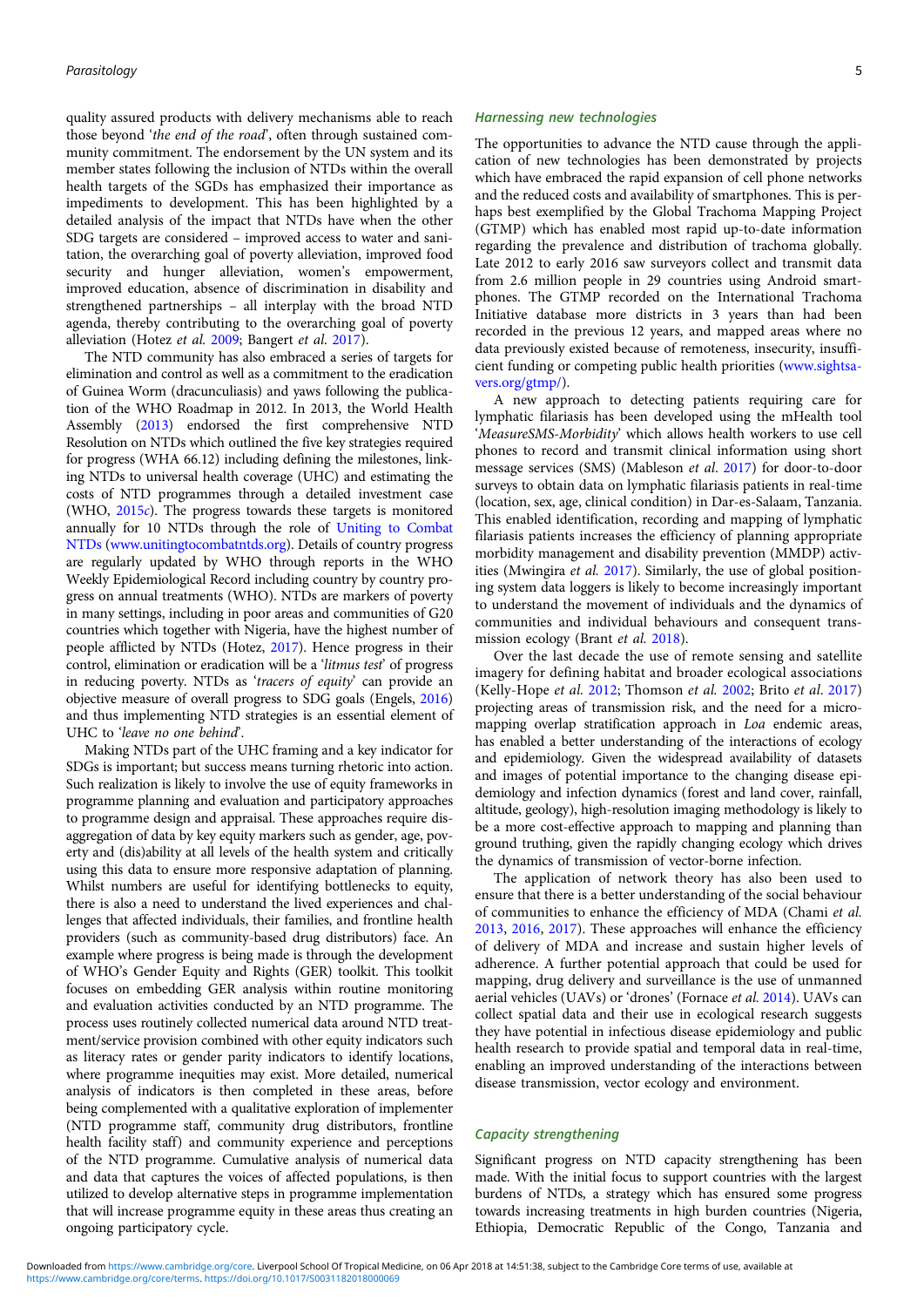quality assured products with delivery mechanisms able to reach those beyond '*the end of the road*', often through sustained community commitment. The endorsement by the UN system and its member states following the inclusion of NTDs within the overall health targets of the SGDs has emphasized their importance as impediments to development. This has been highlighted by a detailed analysis of the impact that NTDs have when the other SDG targets are considered – improved access to water and sanitation, the overarching goal of poverty alleviation, improved food security and hunger alleviation, women's empowerment, improved education, absence of discrimination in disability and strengthened partnerships – all interplay with the broad NTD agenda, thereby contributing to the overarching goal of poverty alleviation (Hotez *et al.* 2009; Bangert *et al.* 2017).

The NTD community has also embraced a series of targets for elimination and control as well as a commitment to the eradication of Guinea Worm (dracunculiasis) and yaws following the publication of the WHO Roadmap in 2012. In 2013, the World Health Assembly (2013) endorsed the first comprehensive NTD Resolution on NTDs which outlined the five key strategies required for progress (WHA 66.12) including defining the milestones, linking NTDs to universal health coverage (UHC) and estimating the costs of NTD programmes through a detailed investment case (WHO, 2015c). The progress towards these targets is monitored annually for 10 NTDs through the role of Uniting to Combat NTDs (www.unitingtocombatntds.org). Details of country progress are regularly updated by WHO through reports in the WHO Weekly Epidemiological Record including country by country progress on annual treatments (WHO). NTDs are markers of poverty in many settings, including in poor areas and communities of G20 countries which together with Nigeria, have the highest number of people afflicted by NTDs (Hotez, 2017). Hence progress in their control, elimination or eradication will be a '*litmus test*' of progress in reducing poverty. NTDs as '*tracers of equity*' can provide an objective measure of overall progress to SDG goals (Engels, 2016) and thus implementing NTD strategies is an essential element of UHC to '*leave no one behind*'.

Making NTDs part of the UHC framing and a key indicator for SDGs is important; but success means turning rhetoric into action. Such realization is likely to involve the use of equity frameworks in programme planning and evaluation and participatory approaches to programme design and appraisal. These approaches require disaggregation of data by key equity markers such as gender, age, poverty and (dis)ability at all levels of the health system and critically using this data to ensure more responsive adaptation of planning. Whilst numbers are useful for identifying bottlenecks to equity, there is also a need to understand the lived experiences and challenges that affected individuals, their families, and frontline health providers (such as community-based drug distributors) face. An example where progress is being made is through the development of WHO's Gender Equity and Rights (GER) toolkit. This toolkit focuses on embedding GER analysis within routine monitoring and evaluation activities conducted by an NTD programme. The process uses routinely collected numerical data around NTD treatment/service provision combined with other equity indicators such as literacy rates or gender parity indicators to identify locations, where programme inequities may exist. More detailed, numerical analysis of indicators is then completed in these areas, before being complemented with a qualitative exploration of implementer (NTD programme staff, community drug distributors, frontline health facility staff) and community experience and perceptions of the NTD programme. Cumulative analysis of numerical data and data that captures the voices of affected populations, is then utilized to develop alternative steps in programme implementation that will increase programme equity in these areas thus creating an ongoing participatory cycle.

### Harnessing new technologies

The opportunities to advance the NTD cause through the application of new technologies has been demonstrated by projects which have embraced the rapid expansion of cell phone networks and the reduced costs and availability of smartphones. This is perhaps best exemplified by the Global Trachoma Mapping Project (GTMP) which has enabled most rapid up-to-date information regarding the prevalence and distribution of trachoma globally. Late 2012 to early 2016 saw surveyors collect and transmit data from 2.6 million people in 29 countries using Android smartphones. The GTMP recorded on the International Trachoma Initiative database more districts in 3 years than had been recorded in the previous 12 years, and mapped areas where no data previously existed because of remoteness, insecurity, insufficient funding or competing public health priorities (www.sightsavers.org/gtmp/).

A new approach to detecting patients requiring care for lymphatic filariasis has been developed using the mHealth tool '*MeasureSMS-Morbidity*' which allows health workers to use cell phones to record and transmit clinical information using short message services (SMS) (Mableson *et al.* 2017) for door-to-door surveys to obtain data on lymphatic filariasis patients in real-time (location, sex, age, clinical condition) in Dar-es-Salaam, Tanzania. This enabled identification, recording and mapping of lymphatic filariasis patients increases the efficiency of planning appropriate morbidity management and disability prevention (MMDP) activities (Mwingira *et al.* 2017). Similarly, the use of global positioning system data loggers is likely to become increasingly important to understand the movement of individuals and the dynamics of communities and individual behaviours and consequent transmission ecology (Brant *et al.* 2018).

Over the last decade the use of remote sensing and satellite imagery for defining habitat and broader ecological associations (Kelly-Hope *et al.* 2012; Thomson *et al.* 2002; Brito *et al.* 2017) projecting areas of transmission risk, and the need for a micro-mapping overlap stratification approach in *Loa* endemic areas, has enabled a better understanding of the interactions of ecology and epidemiology. Given the widespread availability of datasets and images of potential importance to the changing disease epidemiology and infection dynamics (forest and land cover, rainfall, altitude, geology), high-resolution imaging methodology is likely to be a more cost-effective approach to mapping and planning than ground truthing, given the rapidly changing ecology which drives the dynamics of transmission of vector-borne infection.

The application of network theory has also been used to ensure that there is a better understanding of the social behaviour of communities to enhance the efficiency of MDA (Chami *et al.* 2013, 2016, 2017). These approaches will enhance the efficiency of delivery of MDA and increase and sustain higher levels of adherence. A further potential approach that could be used for mapping, drug delivery and surveillance is the use of unmanned aerial vehicles (UAVs) or 'drones' (Fornace *et al.* 2014). UAVs can collect spatial data and their use in ecological research suggests they have potential in infectious disease epidemiology and public health research to provide spatial and temporal data in real-time, enabling an improved understanding of the interactions between disease transmission, vector ecology and environment.

### Capacity strengthening

Significant progress on NTD capacity strengthening has been made. With the initial focus to support countries with the largest burdens of NTDs, a strategy which has ensured some progress towards increasing treatments in high burden countries (Nigeria, Ethiopia, Democratic Republic of the Congo, Tanzania and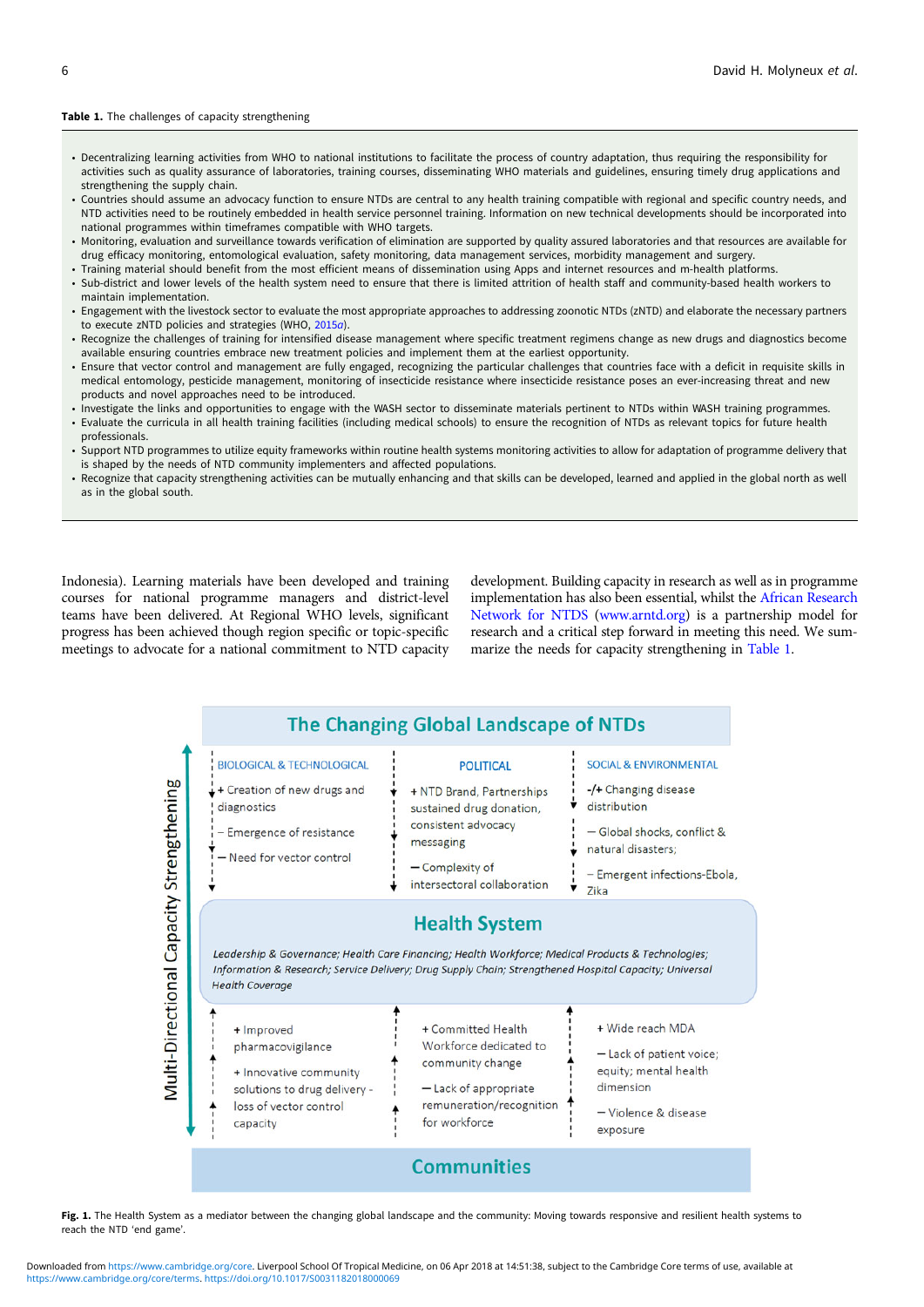**Table 1.** The challenges of capacity strengthening

- Decentralizing learning activities from WHO to national institutions to facilitate the process of country adaptation, thus requiring the responsibility for activities such as quality assurance of laboratories, training courses, disseminating WHO materials and guidelines, ensuring timely drug applications and strengthening the supply chain.
- Countries should assume an advocacy function to ensure NTDs are central to any health training compatible with regional and specific country needs, and NTD activities need to be routinely embedded in health service personnel training. Information on new technical developments should be incorporated into national programmes within timeframes compatible with WHO targets.
- Monitoring, evaluation and surveillance towards verification of elimination are supported by quality assured laboratories and that resources are available for drug efficacy monitoring, entomological evaluation, safety monitoring, data management services, morbidity management and surgery.
- Training material should benefit from the most efficient means of dissemination using Apps and internet resources and m-health platforms.
- Sub-district and lower levels of the health system need to ensure that there is limited attrition of health staff and community-based health workers to maintain implementation.
- Engagement with the livestock sector to evaluate the most appropriate approaches to addressing zoonotic NTDs (zNTD) and elaborate the necessary partners to execute zNTD policies and strategies (WHO, 2015a).
- Recognize the challenges of training for intensified disease management where specific treatment regimens change as new drugs and diagnostics become available ensuring countries embrace new treatment policies and implement them at the earliest opportunity.
- Ensure that vector control and management are fully engaged, recognizing the particular challenges that countries face with a deficit in requisite skills in medical entomology, pesticide management, monitoring of insecticide resistance where insecticide resistance poses an ever-increasing threat and new products and novel approaches need to be introduced.
- Investigate the links and opportunities to engage with the WASH sector to disseminate materials pertinent to NTDs within WASH training programmes.
- Evaluate the curricula in all health training facilities (including medical schools) to ensure the recognition of NTDs as relevant topics for future health professionals.
- Support NTD programmes to utilize equity frameworks within routine health systems monitoring activities to allow for adaptation of programme delivery that is shaped by the needs of NTD community implementers and affected populations.
- Recognize that capacity strengthening activities can be mutually enhancing and that skills can be developed, learned and applied in the global north as well as in the global south.

Indonesia). Learning materials have been developed and training courses for national programme managers and district-level teams have been delivered. At Regional WHO levels, significant progress has been achieved though region specific or topic-specific meetings to advocate for a national commitment to NTD capacity development. Building capacity in research as well as in programme implementation has also been essential, whilst the African Research Network for NTDs (www.arntd.org) is a partnership model for research and a critical step forward in meeting this need. We summarize the needs for capacity strengthening in Table 1.

**The Changing Global Landscape of NTDs**

Multi-Directional Capacity Strengthening

| BIOLOGICAL & TECHNOLOGICAL | POLITICAL | SOCIAL & ENVIRONMENTAL |
|---|---|---|
| + Creation of new drugs and diagnostics | + NTD Brand, Partnerships sustained drug donation, consistent advocacy messaging | -/+ Changing disease distribution |
| – Emergence of resistance | – Complexity of intersectoral collaboration | – Global shocks, conflict & natural disasters; |
| – Need for vector control | | – Emergent infections-Ebola, Zika |

**Health System**

*Leadership & Governance; Health Care Financing; Health Workforce; Medical Products & Technologies; Information & Research; Service Delivery; Drug Supply Chain; Strengthened Hospital Capacity; Universal Health Coverage*

| | | |
|---|---|---|
| + Improved pharmacovigilance | + Committed Health Workforce dedicated to community change | + Wide reach MDA |
| + Innovative community solutions to drug delivery - loss of vector control capacity | – Lack of appropriate remuneration/recognition for workforce | – Lack of patient voice; equity; mental health dimension |
| | | – Violence & disease exposure |

**Communities**

**Fig. 1.** The Health System as a mediator between the changing global landscape and the community: Moving towards responsive and resilient health systems to reach the NTD 'end game'.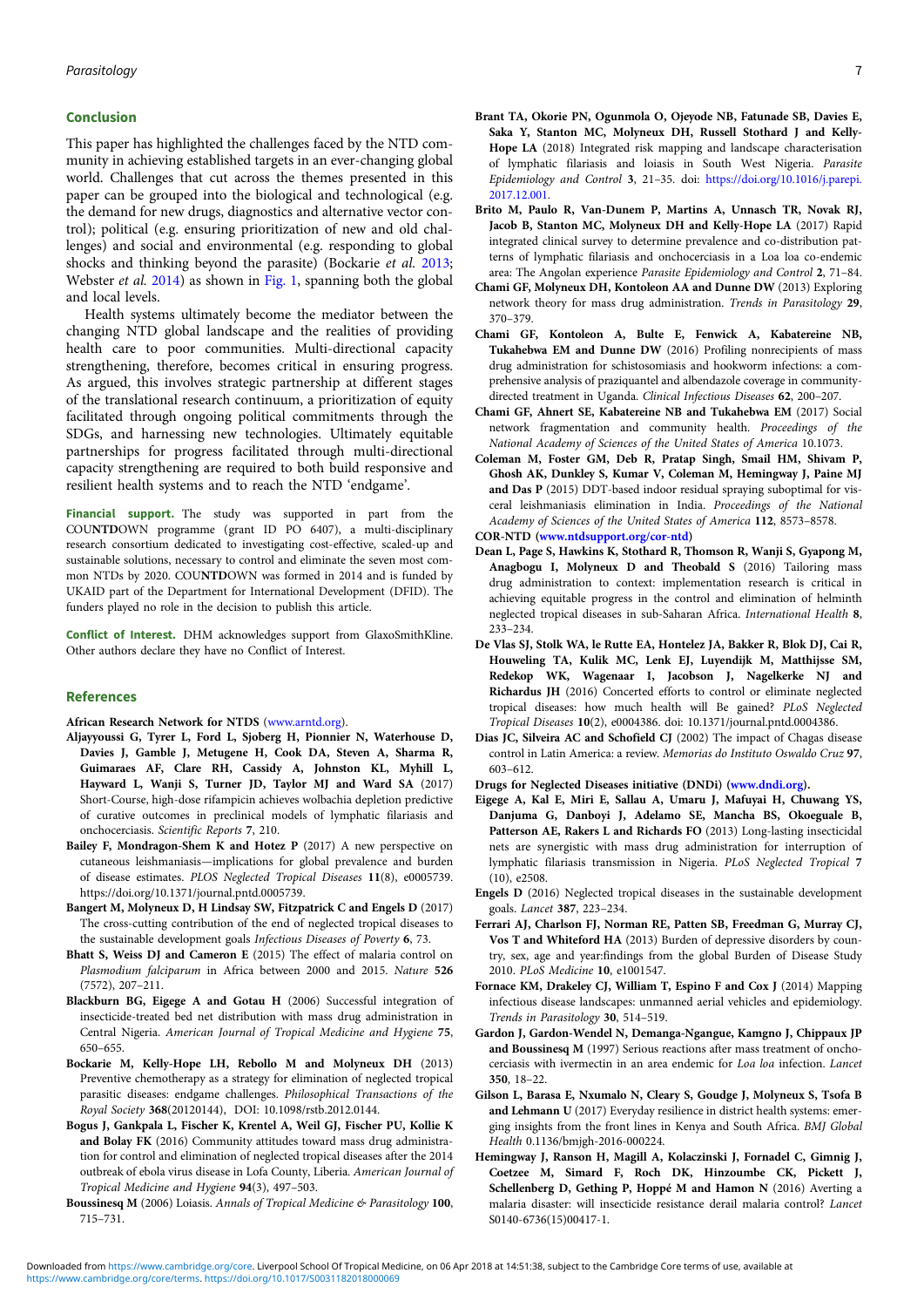## Conclusion

This paper has highlighted the challenges faced by the NTD community in achieving established targets in an ever-changing global world. Challenges that cut across the themes presented in this paper can be grouped into the biological and technological (e.g. the demand for new drugs, diagnostics and alternative vector control); political (e.g. ensuring prioritization of new and old challenges) and social and environmental (e.g. responding to global shocks and thinking beyond the parasite) (Bockarie *et al.* 2013; Webster *et al.* 2014) as shown in Fig. 1, spanning both the global and local levels.

Health systems ultimately become the mediator between the changing NTD global landscape and the realities of providing health care to poor communities. Multi-directional capacity strengthening, therefore, becomes critical in ensuring progress. As argued, this involves strategic partnership at different stages of the translational research continuum, a prioritization of equity facilitated through ongoing political commitments through the SDGs, and harnessing new technologies. Ultimately equitable partnerships for progress facilitated through multi-directional capacity strengthening are required to both build responsive and resilient health systems and to reach the NTD 'endgame'.

**Financial support.** The study was supported in part from the COU**NTD**OWN programme (grant ID PO 6407), a multi-disciplinary research consortium dedicated to investigating cost-effective, scaled-up and sustainable solutions, necessary to control and eliminate the seven most common NTDs by 2020. COU**NTD**OWN was formed in 2014 and is funded by UKAID part of the Department for International Development (DFID). The funders played no role in the decision to publish this article.

**Conflict of Interest.** DHM acknowledges support from GlaxoSmithKline. Other authors declare they have no Conflict of Interest.

## References

**African Research Network for NTDS** (www.arntd.org).

**Aljayyoussi G, Tyrer L, Ford L, Sjoberg H, Pionnier N, Waterhouse D, Davies J, Gamble J, Metugene H, Cook DA, Steven A, Sharma R, Guimaraes AF, Clare RH, Cassidy A, Johnston KL, Myhill L, Hayward L, Wanji S, Turner JD, Taylor MJ and Ward SA** (2017) Short-Course, high-dose rifampicin achieves wolbachia depletion predictive of curative outcomes in preclinical models of lymphatic filariasis and onchocerciasis. *Scientific Reports* **7**, 210.

**Bailey F, Mondragon-Shem K and Hotez P** (2017) A new perspective on cutaneous leishmaniasis—implications for global prevalence and burden of disease estimates. *PLOS Neglected Tropical Diseases* **11**(8), e0005739. https://doi.org/10.1371/journal.pntd.0005739.

**Bangert M, Molyneux D, H Lindsay SW, Fitzpatrick C and Engels D** (2017) The cross-cutting contribution of the end of neglected tropical diseases to the sustainable development goals *Infectious Diseases of Poverty* **6**, 73.

**Bhatt S, Weiss DJ and Cameron E** (2015) The effect of malaria control on *Plasmodium falciparum* in Africa between 2000 and 2015. *Nature* **526** (7572), 207–211.

**Blackburn BG, Eigege A and Gotau H** (2006) Successful integration of insecticide-treated bed net distribution with mass drug administration in Central Nigeria. *American Journal of Tropical Medicine and Hygiene* **75**, 650–655.

**Bockarie M, Kelly-Hope LH, Rebollo M and Molyneux DH** (2013) Preventive chemotherapy as a strategy for elimination of neglected tropical parasitic diseases: endgame challenges. *Philosophical Transactions of the Royal Society* **368**(20120144), DOI: 10.1098/rstb.2012.0144.

**Bogus J, Gankpala L, Fischer K, Krentel A, Weil GJ, Fischer PU, Kollie K and Bolay FK** (2016) Community attitudes toward mass drug administration for control and elimination of neglected tropical diseases after the 2014 outbreak of ebola virus disease in Lofa County, Liberia. *American Journal of Tropical Medicine and Hygiene* **94**(3), 497–503.

**Boussinesq M** (2006) Loiasis. *Annals of Tropical Medicine & Parasitology* **100**, 715–731.

**Brant TA, Okorie PN, Ogunmola O, Ojeyode NB, Fatunade SB, Davies E, Saka Y, Stanton MC, Molyneux DH, Russell Stothard J and Kelly-Hope LA** (2018) Integrated risk mapping and landscape characterisation of lymphatic filariasis and loiasis in South West Nigeria. *Parasite Epidemiology and Control* **3**, 21–35. doi: https://doi.org/10.1016/j.parepi.2017.12.001.

**Brito M, Paulo R, Van-Dunem P, Martins A, Unnasch TR, Novak RJ, Jacob B, Stanton MC, Molyneux DH and Kelly-Hope LA** (2017) Rapid integrated clinical survey to determine prevalence and co-distribution patterns of lymphatic filariasis and onchocerciasis in a Loa loa co-endemic area: The Angolan experience *Parasite Epidemiology and Control* **2**, 71–84.

**Chami GF, Molyneux DH, Kontoleon AA and Dunne DW** (2013) Exploring network theory for mass drug administration. *Trends in Parasitology* **29**, 370–379.

**Chami GF, Kontoleon A, Bulte E, Fenwick A, Kabatereine NB, Tukahebwa EM and Dunne DW** (2016) Profiling nonrecipients of mass drug administration for schistosomiasis and hookworm infections: a comprehensive analysis of praziquantel and albendazole coverage in community-directed treatment in Uganda. *Clinical Infectious Diseases* **62**, 200–207.

**Chami GF, Ahnert SE, Kabatereine NB and Tukahebwa EM** (2017) Social network fragmentation and community health. *Proceedings of the National Academy of Sciences of the United States of America* 10.1073.

**Coleman M, Foster GM, Deb R, Pratap Singh, Smail HM, Shivam P, Ghosh AK, Dunkley S, Kumar V, Coleman M, Hemingway J, Paine MJ and Das P** (2015) DDT-based indoor residual spraying suboptimal for visceral leishmaniasis elimination in India. *Proceedings of the National Academy of Sciences of the United States of America* **112**, 8573–8578.

**COR-NTD** (www.ntdsupport.org/cor-ntd)

**Dean L, Page S, Hawkins K, Stothard R, Thomson R, Wanji S, Gyapong M, Anagbogu I, Molyneux D and Theobald S** (2016) Tailoring mass drug administration to context: implementation research is critical in achieving equitable progress in the control and elimination of helminth neglected tropical diseases in sub-Saharan Africa. *International Health* **8**, 233–234.

**De Vlas SJ, Stolk WA, le Rutte EA, Hontelez JA, Bakker R, Blok DJ, Cai R, Houweling TA, Kulik MC, Lenk EJ, Luyendijk M, Matthijsse SM, Redekop WK, Wagenaar I, Jacobson J, Nagelkerke NJ and Richardus JH** (2016) Concerted efforts to control or eliminate neglected tropical diseases: how much health will Be gained? *PLoS Neglected Tropical Diseases* **10**(2), e0004386. doi: 10.1371/journal.pntd.0004386.

**Dias JC, Silveira AC and Schofield CJ** (2002) The impact of Chagas disease control in Latin America: a review. *Memorias do Instituto Oswaldo Cruz* **97**, 603–612.

**Drugs for Neglected Diseases initiative (DNDi) (www.dndi.org).**

**Eigege A, Kal E, Miri E, Sallau A, Umaru J, Mafuyai H, Chuwang YS, Danjuma G, Danboyi J, Adelamo SE, Mancha BS, Okoeguale B, Patterson AE, Rakers L and Richards FO** (2013) Long-lasting insecticidal nets are synergistic with mass drug administration for interruption of lymphatic filariasis transmission in Nigeria. *PLoS Neglected Tropical* **7** (10), e2508.

**Engels D** (2016) Neglected tropical diseases in the sustainable development goals. *Lancet* **387**, 223–234.

**Ferrari AJ, Charlson FJ, Norman RE, Patten SB, Freedman G, Murray CJ, Vos T and Whiteford HA** (2013) Burden of depressive disorders by country, sex, age and year:findings from the global Burden of Disease Study 2010. *PLoS Medicine* **10**, e1001547.

**Fornace KM, Drakeley CJ, William T, Espino F and Cox J** (2014) Mapping infectious disease landscapes: unmanned aerial vehicles and epidemiology. *Trends in Parasitology* **30**, 514–519.

**Gardon J, Gardon-Wendel N, Demanga-Ngangue, Kamgno J, Chippaux JP and Boussinesq M** (1997) Serious reactions after mass treatment of onchocerciasis with ivermectin in an area endemic for *Loa loa* infection. *Lancet* **350**, 18–22.

**Gilson L, Barasa E, Nxumalo N, Cleary S, Goudge J, Molyneux S, Tsofa B and Lehmann U** (2017) Everyday resilience in district health systems: emerging insights from the front lines in Kenya and South Africa. *BMJ Global Health* 0.1136/bmjgh-2016-000224.

**Hemingway J, Ranson H, Magill A, Kolaczinski J, Fornadel C, Gimnig J, Coetzee M, Simard F, Roch DK, Hinzoumbe CK, Pickett J, Schellenberg D, Gething P, Hoppé M and Hamon N** (2016) Averting a malaria disaster: will insecticide resistance derail malaria control? *Lancet* S0140-6736(15)00417-1.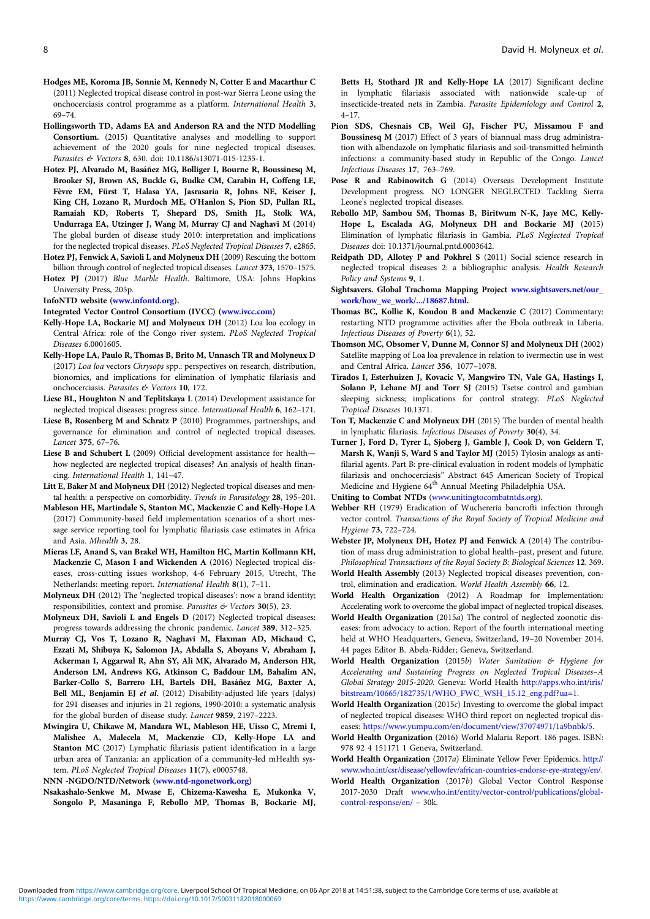**Hodges ME, Koroma JB, Sonnie M, Kennedy N, Cotter E and Macarthur C** (2011) Neglected tropical disease control in post-war Sierra Leone using the onchocerciasis control programme as a platform. *International Health* **3**, 69–74.

**Hollingsworth TD, Adams EA and Anderson RA and the NTD Modelling Consortium.** (2015) Quantitative analyses and modelling to support achievement of the 2020 goals for nine neglected tropical diseases. *Parasites & Vectors* **8**, 630. doi: 10.1186/s13071-015-1235-1.

**Hotez PJ, Alvarado M, Basáñez MG, Bolliger I, Bourne R, Boussinesq M, Brooker SJ, Brown AS, Buckle G, Budke CM, Carabin H, Coffeng LE, Fèvre EM, Fürst T, Halasa YA, Jasrasaria R, Johns NE, Keiser J, King CH, Lozano R, Murdoch ME, O'Hanlon S, Pion SD, Pullan RL, Ramaiah KD, Roberts T, Shepard DS, Smith JL, Stolk WA, Undurraga EA, Utzinger J, Wang M, Murray CJ and Naghavi M** (2014) The global burden of disease study 2010: interpretation and implications for the neglected tropical diseases. *PLoS Neglected Tropical Diseases* **7**, e2865.

**Hotez PJ, Fenwick A, Savioli L and Molyneux DH** (2009) Rescuing the bottom billion through control of neglected tropical diseases. *Lancet* **373**, 1570–1575.

**Hotez PJ** (2017) *Blue Marble Health*. Baltimore, USA: Johns Hopkins University Press, 205p.

**InfoNTD website** (www.infontd.org).

**Integrated Vector Control Consortium (IVCC)** (www.ivcc.com)

**Kelly-Hope LA, Bockarie MJ and Molyneux DH** (2012) Loa loa ecology in Central Africa: role of the Congo river system. *PLoS Neglected Tropical Diseases* 6.0001605.

**Kelly-Hope LA, Paulo R, Thomas B, Brito M, Unnasch TR and Molyneux D** (2017) *Loa loa* vectors *Chrysops* spp.: perspectives on research, distribution, bionomics, and implications for elimination of lymphatic filariasis and onchocerciasis. *Parasites & Vectors* **10**, 172.

**Liese BL, Houghton N and Teplitskaya L** (2014) Development assistance for neglected tropical diseases: progress since. *International Health* **6**, 162–171.

**Liese B, Rosenberg M and Schratz P** (2010) Programmes, partnerships, and governance for elimination and control of neglected tropical diseases. *Lancet* **375**, 67–76.

**Liese B and Schubert L** (2009) Official development assistance for health—how neglected are neglected tropical diseases? An analysis of health financing. *International Health* **1**, 141–47.

**Litt E, Baker M and Molyneux DH** (2012) Neglected tropical diseases and mental health: a perspective on comorbidity. *Trends in Parasitology* **28**, 195–201.

**Mableson HE, Martindale S, Stanton MC, Mackenzie C and Kelly-Hope LA** (2017) Community-based field implementation scenarios of a short message service reporting tool for lymphatic filariasis case estimates in Africa and Asia. *Mhealth* **3**, 28.

**Mieras LF, Anand S, van Brakel WH, Hamilton HC, Martin Kollmann KH, Mackenzie C, Mason I and Wickenden A** (2016) Neglected tropical diseases, cross-cutting issues workshop, 4-6 February 2015, Utrecht, The Netherlands: meeting report. *International Health* **8**(1), 7–11.

**Molyneux DH** (2012) The 'neglected tropical diseases': now a brand identity; responsibilities, context and promise. *Parasites & Vectors* **30**(5), 23.

**Molyneux DH, Savioli L and Engels D** (2017) Neglected tropical diseases: progress towards addressing the chronic pandemic. *Lancet* **389**, 312–325.

**Murray CJ, Vos T, Lozano R, Naghavi M, Flaxman AD, Michaud C, Ezzati M, Shibuya K, Salomon JA, Abdalla S, Aboyans V, Abraham J, Ackerman I, Aggarwal R, Ahn SY, Ali MK, Alvarado M, Anderson HR, Anderson LM, Andrews KG, Atkinson C, Baddour LM, Bahalim AN, Barker-Collo S, Barrero LH, Bartels DH, Basáñez MG, Baxter A, Bell ML, Benjamin EJ *et al.*** (2012) Disability-adjusted life years (dalys) for 291 diseases and injuries in 21 regions, 1990-2010: a systematic analysis for the global burden of disease study. *Lancet* **9859**, 2197–2223.

**Mwingira U, Chikawe M, Mandara WL, Mableson HE, Uisso C, Mremi I, Malishee A, Malecela M, Mackenzie CD, Kelly-Hope LA and Stanton MC** (2017) Lymphatic filariasis patient identification in a large urban area of Tanzania: an application of a community-led mHealth system. *PLoS Neglected Tropical Diseases* **11**(7), e0005748.

**NNN -NGDO/NTD/Network** (www.ntd-ngonetwork.org)

**Nsakashalo-Senkwe M, Mwase E, Chizema-Kawesha E, Mukonka V, Songolo P, Masaninga F, Rebollo MP, Thomas B, Bockarie MJ, Betts H, Stothard JR and Kelly-Hope LA** (2017) Significant decline in lymphatic filariasis associated with nationwide scale-up of insecticide-treated nets in Zambia. *Parasite Epidemiology and Control* **2**, 4–17.

**Pion SDS, Chesnais CB, Weil GJ, Fischer PU, Missamou F and Boussinesq M** (2017) Effect of 3 years of biannual mass drug administration with albendazole on lymphatic filariasis and soil-transmitted helminth infections: a community-based study in Republic of the Congo. *Lancet Infectious Diseases* **17**, 763–769.

**Pose R and Rabinowitch G** (2014) Overseas Development Institute Development progress. NO LONGER NEGLECTED Tackling Sierra Leone's neglected tropical diseases.

**Rebollo MP, Sambou SM, Thomas B, Biritwum N-K, Jaye MC, Kelly-Hope L, Escalada AG, Molyneux DH and Bockarie MJ** (2015) Elimination of lymphatic filariasis in Gambia. *PLoS Neglected Tropical Diseases* doi: 10.1371/journal.pntd.0003642.

**Reidpath DD, Allotey P and Pokhrel S** (2011) Social science research in neglected tropical diseases 2: a bibliographic analysis. *Health Research Policy and Systems* **9**, 1.

**Sightsavers. Global Trachoma Mapping Project** www.sightsavers.net/our_work/how_we_work/.../18687.html.

**Thomas BC, Kollie K, Koudou B and Mackenzie C** (2017) Commentary: restarting NTD programme activities after the Ebola outbreak in Liberia. *Infectious Diseases of Poverty* **6**(1), 52.

**Thomson MC, Obsomer V, Dunne M, Connor SJ and Molyneux DH** (2002) Satellite mapping of Loa loa prevalence in relation to ivermectin use in west and Central Africa. *Lancet* **356**, 1077–1078.

**Tirados I, Esterhuizen J, Kovacic V, Mangwiro TN, Vale GA, Hastings I, Solano P, Lehane MJ and Torr SJ** (2015) Tsetse control and gambian sleeping sickness; implications for control strategy. *PLoS Neglected Tropical Diseases* 10.1371.

**Ton T, Mackenzie C and Molyneux DH** (2015) The burden of mental health in lymphatic filariasis. *Infectious Diseases of Poverty* **30**(4), 34.

**Turner J, Ford D, Tyrer L, Sjoberg J, Gamble J, Cook D, von Geldern T, Marsh K, Wanji S, Ward S and Taylor MJ** (2015) Tylosin analogs as anti-filarial agents. Part B: pre-clinical evaluation in rodent models of lymphatic filariasis and onchocerciasis" Abstract 645 American Society of Tropical Medicine and Hygiene 64th Annual Meeting Philadelphia USA.

**Uniting to Combat NTDs** (www.unitingtocombatntds.org).

**Webber RH** (1979) Eradication of *Wuchereria bancrofti* infection through vector control. *Transactions of the Royal Society of Tropical Medicine and Hygiene* **73**, 722–724.

**Webster JP, Molyneux DH, Hotez PJ and Fenwick A** (2014) The contribution of mass drug administration to global health–past, present and future. *Philosophical Transactions of the Royal Society B: Biological Sciences* **12**, 369.

**World Health Assembly** (2013) Neglected tropical diseases prevention, control, elimination and eradication. *World Health Assembly* **66**, 12.

**World Health Organization** (2012) A Roadmap for Implementation: Accelerating work to overcome the global impact of neglected tropical diseases.

**World Health Organization** (2015*a*) The control of neglected zoonotic diseases: from advocacy to action. Report of the fourth international meeting held at WHO Headquarters, Geneva, Switzerland, 19–20 November 2014. 44 pages Editor B. Abela-Ridder; Geneva, Switzerland.

**World Health Organization** (2015*b*) *Water Sanitation & Hygiene for Accelerating and Sustaining Progress on Neglected Tropical Diseases–A Global Strategy 2015-2020*. Geneva: World Health http://apps.who.int/iris/bitstream/10665/182735/1/WHO_FWC_WSH_15.12_eng.pdf?ua=1.

**World Health Organization** (2015*c*) Investing to overcome the global impact of neglected tropical diseases: WHO third report on neglected tropical diseases: https://www.yumpu.com/en/document/view/37074971/1a9bnbk/5.

**World Health Organization** (2016) World Malaria Report. 186 pages. ISBN: 978 92 4 151171 1 Geneva, Switzerland.

**World Health Organization** (2017*a*) Eliminate Yellow Fever Epidemics. http://www.who.int/csr/disease/yellowfev/african-countries-endorse-eye-strategy/en/.

**World Health Organization** (2017*b*) Global Vector Control Response 2017-2030 Draft www.who.int/entity/vector-control/publications/global-control-response/en/ – 30k.